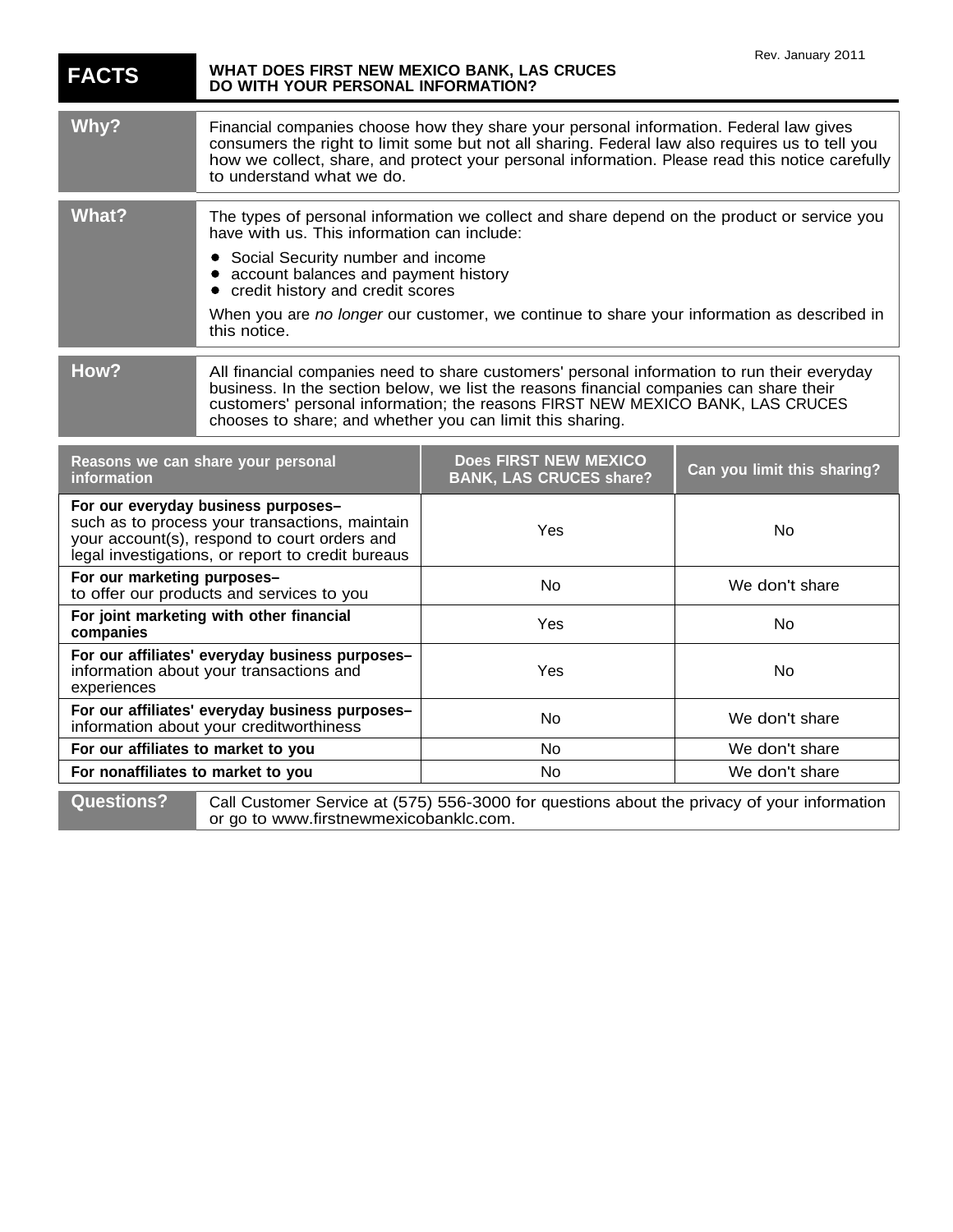Rev. January 2011

# FACTS

## WHAT DOES FIRST NEW MEXICO BANK, LAS CRUCES DO WITH YOUR PERSONAL INFORMATION?

**Why?**

Financial companies choose how they share your personal information. Federal law gives consumers the right to limit some but not all sharing. Federal law also requires us to tell you how we collect, share, and protect your personal information. Please read this notice carefully to understand what we do.

**What?**

The types of personal information we collect and share depend on the product or service you have with us. This information can include:

- Social Security number and income
- account balances and payment history
- credit history and credit scores

When you are *no longer* our customer, we continue to share your information as described in this notice.

**How?**

All financial companies need to share customers' personal information to run their everyday business. In the section below, we list the reasons financial companies can share their customers' personal information; the reasons FIRST NEW MEXICO BANK, LAS CRUCES chooses to share; and whether you can limit this sharing.

| Reasons we can share your personal information | Does FIRST NEW MEXICO BANK, LAS CRUCES share? | Can you limit this sharing? |
|---|---|---|
| **For our everyday business purposes–** such as to process your transactions, maintain your account(s), respond to court orders and legal investigations, or report to credit bureaus | Yes | No |
| **For our marketing purposes–** to offer our products and services to you | No | We don't share |
| **For joint marketing with other financial companies** | Yes | No |
| **For our affiliates' everyday business purposes–** information about your transactions and experiences | Yes | No |
| **For our affiliates' everyday business purposes–** information about your creditworthiness | No | We don't share |
| **For our affiliates to market to you** | No | We don't share |
| **For nonaffiliates to market to you** | No | We don't share |

**Questions?**

Call Customer Service at (575) 556-3000 for questions about the privacy of your information or go to www.firstnewmexicobanklc.com.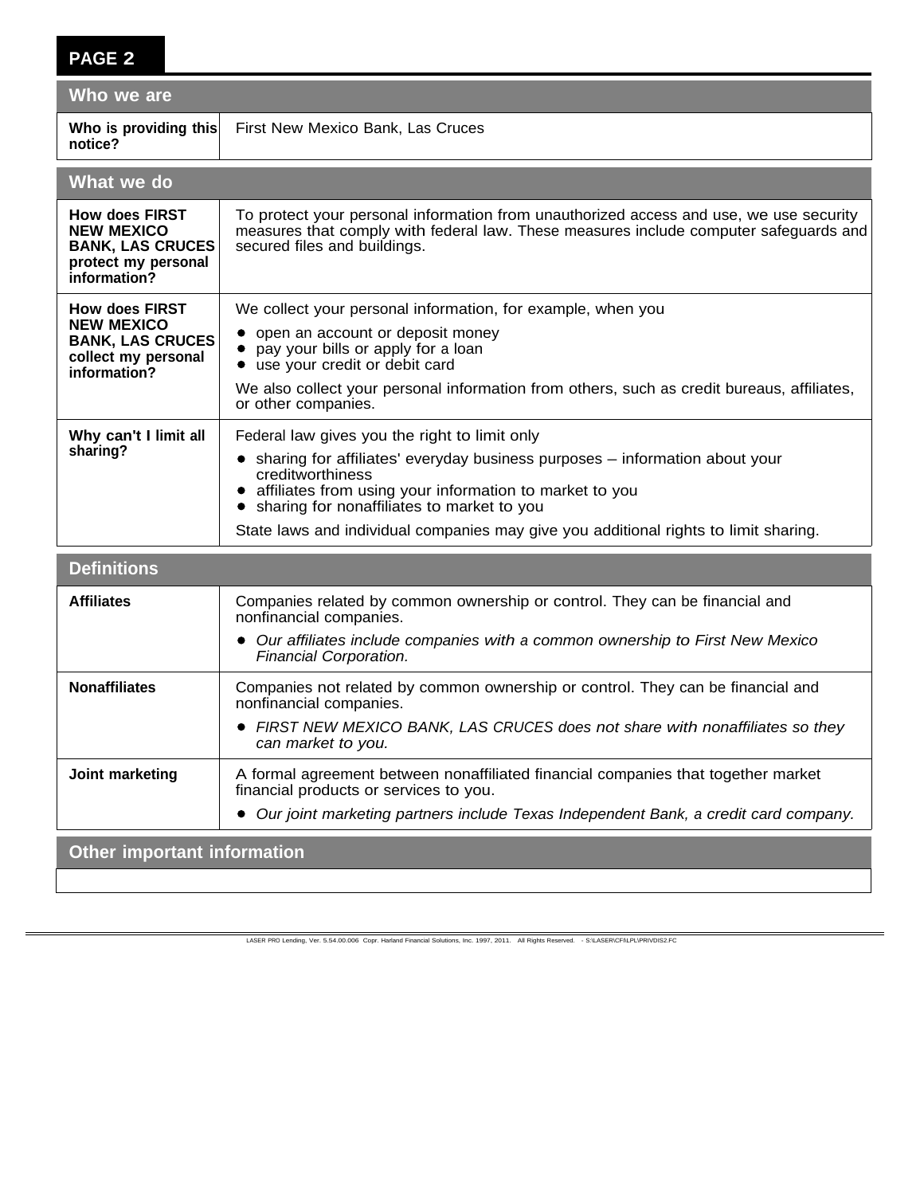## PAGE 2

## Who we are

| | |
|---|---|
| **Who is providing this notice?** | First New Mexico Bank, Las Cruces |

## What we do

| | |
|---|---|
| **How does FIRST NEW MEXICO BANK, LAS CRUCES protect my personal information?** | To protect your personal information from unauthorized access and use, we use security measures that comply with federal law. These measures include computer safeguards and secured files and buildings. |
| **How does FIRST NEW MEXICO BANK, LAS CRUCES collect my personal information?** | We collect your personal information, for example, when you<br>• open an account or deposit money<br>• pay your bills or apply for a loan<br>• use your credit or debit card<br>We also collect your personal information from others, such as credit bureaus, affiliates, or other companies. |
| **Why can't I limit all sharing?** | Federal law gives you the right to limit only<br>• sharing for affiliates' everyday business purposes – information about your creditworthiness<br>• affiliates from using your information to market to you<br>• sharing for nonaffiliates to market to you<br>State laws and individual companies may give you additional rights to limit sharing. |

## Definitions

| | |
|---|---|
| **Affiliates** | Companies related by common ownership or control. They can be financial and nonfinancial companies.<br>• *Our affiliates include companies with a common ownership to First New Mexico Financial Corporation.* |
| **Nonaffiliates** | Companies not related by common ownership or control. They can be financial and nonfinancial companies.<br>• *FIRST NEW MEXICO BANK, LAS CRUCES does not share with nonaffiliates so they can market to you.* |
| **Joint marketing** | A formal agreement between nonaffiliated financial companies that together market financial products or services to you.<br>• *Our joint marketing partners include Texas Independent Bank, a credit card company.* |

## Other important information

LASER PRO Lending, Ver. 5.54.00.006 Copr. Harland Financial Solutions, Inc. 1997, 2011. All Rights Reserved. - S:\LASER\CFI\LPL\PRIVDIS2.FC